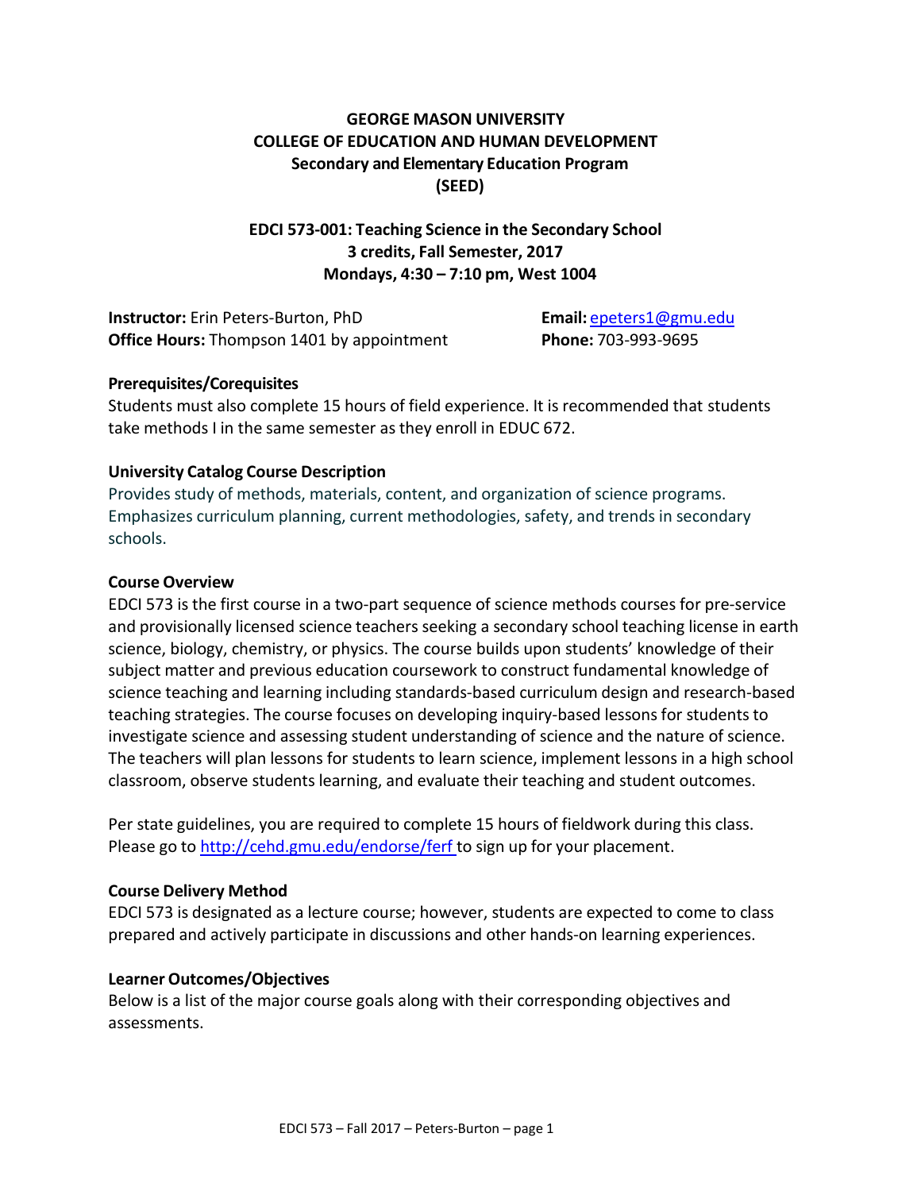# GEORGE MASON UNIVERSITY
# COLLEGE OF EDUCATION AND HUMAN DEVELOPMENT
## Secondary and Elementary Education Program
## (SEED)

## EDCI 573-001: Teaching Science in the Secondary School
**3 credits, Fall Semester, 2017**
**Mondays, 4:30 – 7:10 pm, West 1004**

**Instructor:** Erin Peters-Burton, PhD
**Office Hours:** Thompson 1401 by appointment
**Email:** epeters1@gmu.edu
**Phone:** 703-993-9695

### Prerequisites/Corequisites

Students must also complete 15 hours of field experience. It is recommended that students take methods I in the same semester as they enroll in EDUC 672.

### University Catalog Course Description

Provides study of methods, materials, content, and organization of science programs. Emphasizes curriculum planning, current methodologies, safety, and trends in secondary schools.

### Course Overview

EDCI 573 is the first course in a two-part sequence of science methods courses for pre-service and provisionally licensed science teachers seeking a secondary school teaching license in earth science, biology, chemistry, or physics. The course builds upon students' knowledge of their subject matter and previous education coursework to construct fundamental knowledge of science teaching and learning including standards-based curriculum design and research-based teaching strategies. The course focuses on developing inquiry-based lessons for students to investigate science and assessing student understanding of science and the nature of science. The teachers will plan lessons for students to learn science, implement lessons in a high school classroom, observe students learning, and evaluate their teaching and student outcomes.

Per state guidelines, you are required to complete 15 hours of fieldwork during this class. Please go to http://cehd.gmu.edu/endorse/ferf to sign up for your placement.

### Course Delivery Method

EDCI 573 is designated as a lecture course; however, students are expected to come to class prepared and actively participate in discussions and other hands-on learning experiences.

### Learner Outcomes/Objectives

Below is a list of the major course goals along with their corresponding objectives and assessments.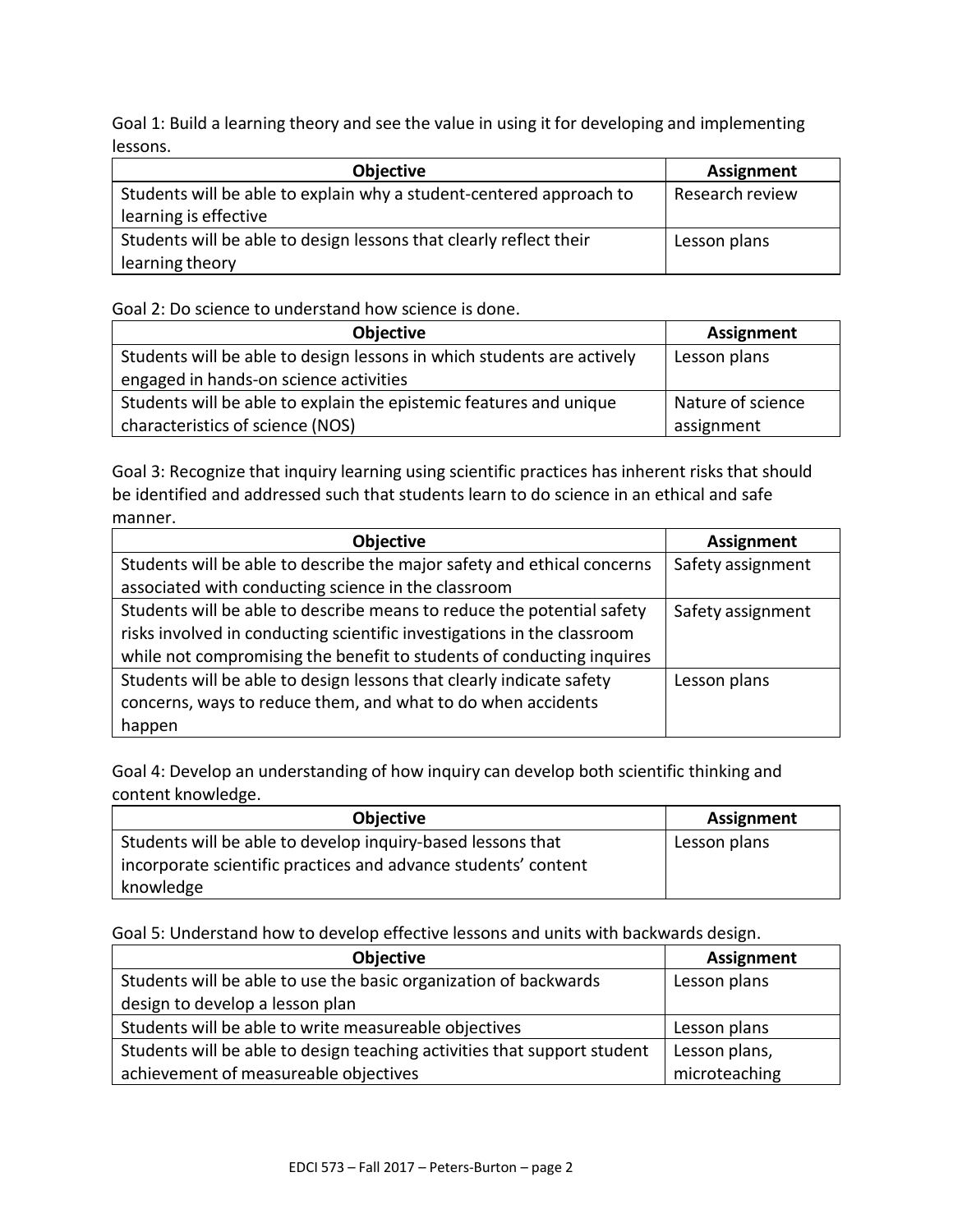Goal 1: Build a learning theory and see the value in using it for developing and implementing lessons.

| Objective | Assignment |
|---|---|
| Students will be able to explain why a student-centered approach to learning is effective | Research review |
| Students will be able to design lessons that clearly reflect their learning theory | Lesson plans |

Goal 2: Do science to understand how science is done.

| Objective | Assignment |
|---|---|
| Students will be able to design lessons in which students are actively engaged in hands-on science activities | Lesson plans |
| Students will be able to explain the epistemic features and unique characteristics of science (NOS) | Nature of science assignment |

Goal 3: Recognize that inquiry learning using scientific practices has inherent risks that should be identified and addressed such that students learn to do science in an ethical and safe manner.

| Objective | Assignment |
|---|---|
| Students will be able to describe the major safety and ethical concerns associated with conducting science in the classroom | Safety assignment |
| Students will be able to describe means to reduce the potential safety risks involved in conducting scientific investigations in the classroom while not compromising the benefit to students of conducting inquires | Safety assignment |
| Students will be able to design lessons that clearly indicate safety concerns, ways to reduce them, and what to do when accidents happen | Lesson plans |

Goal 4: Develop an understanding of how inquiry can develop both scientific thinking and content knowledge.

| Objective | Assignment |
|---|---|
| Students will be able to develop inquiry-based lessons that incorporate scientific practices and advance students' content knowledge | Lesson plans |

Goal 5: Understand how to develop effective lessons and units with backwards design.

| Objective | Assignment |
|---|---|
| Students will be able to use the basic organization of backwards design to develop a lesson plan | Lesson plans |
| Students will be able to write measureable objectives | Lesson plans |
| Students will be able to design teaching activities that support student achievement of measureable objectives | Lesson plans, microteaching |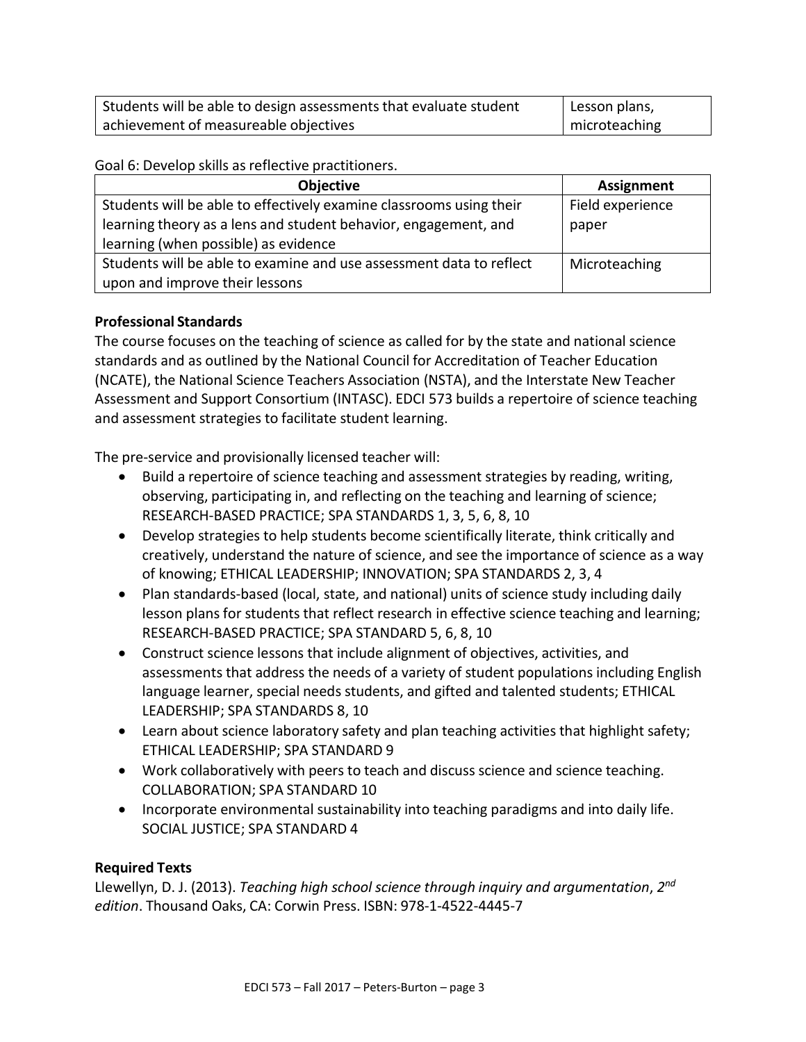| | |
|---|---|
| Students will be able to design assessments that evaluate student achievement of measureable objectives | Lesson plans, microteaching |

Goal 6: Develop skills as reflective practitioners.

| Objective | Assignment |
|---|---|
| Students will be able to effectively examine classrooms using their learning theory as a lens and student behavior, engagement, and learning (when possible) as evidence | Field experience paper |
| Students will be able to examine and use assessment data to reflect upon and improve their lessons | Microteaching |

**Professional Standards**

The course focuses on the teaching of science as called for by the state and national science standards and as outlined by the National Council for Accreditation of Teacher Education (NCATE), the National Science Teachers Association (NSTA), and the Interstate New Teacher Assessment and Support Consortium (INTASC). EDCI 573 builds a repertoire of science teaching and assessment strategies to facilitate student learning.

The pre-service and provisionally licensed teacher will:

- Build a repertoire of science teaching and assessment strategies by reading, writing, observing, participating in, and reflecting on the teaching and learning of science; RESEARCH-BASED PRACTICE; SPA STANDARDS 1, 3, 5, 6, 8, 10
- Develop strategies to help students become scientifically literate, think critically and creatively, understand the nature of science, and see the importance of science as a way of knowing; ETHICAL LEADERSHIP; INNOVATION; SPA STANDARDS 2, 3, 4
- Plan standards-based (local, state, and national) units of science study including daily lesson plans for students that reflect research in effective science teaching and learning; RESEARCH-BASED PRACTICE; SPA STANDARD 5, 6, 8, 10
- Construct science lessons that include alignment of objectives, activities, and assessments that address the needs of a variety of student populations including English language learner, special needs students, and gifted and talented students; ETHICAL LEADERSHIP; SPA STANDARDS 8, 10
- Learn about science laboratory safety and plan teaching activities that highlight safety; ETHICAL LEADERSHIP; SPA STANDARD 9
- Work collaboratively with peers to teach and discuss science and science teaching. COLLABORATION; SPA STANDARD 10
- Incorporate environmental sustainability into teaching paradigms and into daily life. SOCIAL JUSTICE; SPA STANDARD 4

**Required Texts**

Llewellyn, D. J. (2013). *Teaching high school science through inquiry and argumentation*, *2nd edition*. Thousand Oaks, CA: Corwin Press. ISBN: 978-1-4522-4445-7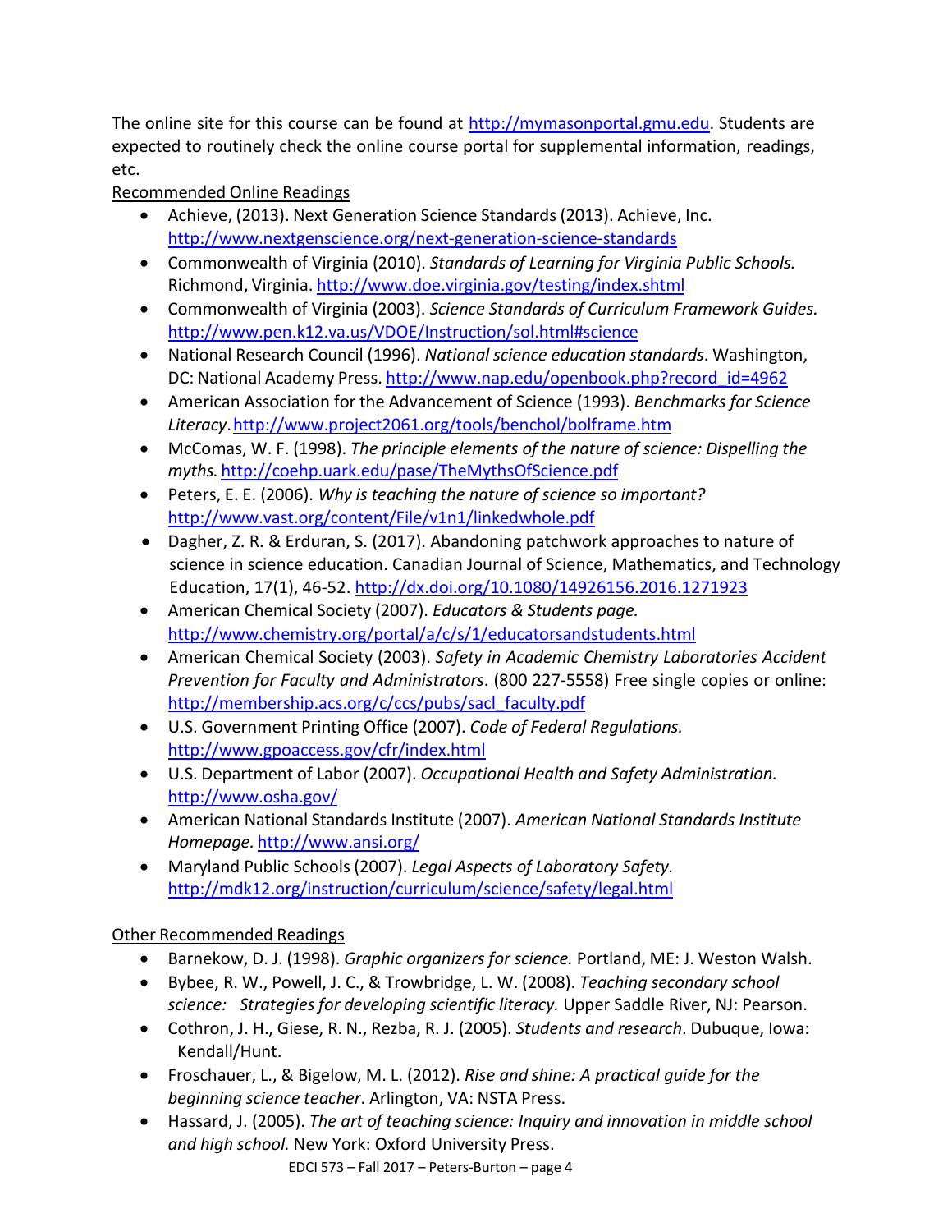The online site for this course can be found at http://mymasonportal.gmu.edu. Students are expected to routinely check the online course portal for supplemental information, readings, etc.

Recommended Online Readings

- Achieve, (2013). Next Generation Science Standards (2013). Achieve, Inc. http://www.nextgenscience.org/next-generation-science-standards
- Commonwealth of Virginia (2010). *Standards of Learning for Virginia Public Schools.* Richmond, Virginia. http://www.doe.virginia.gov/testing/index.shtml
- Commonwealth of Virginia (2003). *Science Standards of Curriculum Framework Guides.* http://www.pen.k12.va.us/VDOE/Instruction/sol.html#science
- National Research Council (1996). *National science education standards*. Washington, DC: National Academy Press. http://www.nap.edu/openbook.php?record_id=4962
- American Association for the Advancement of Science (1993). *Benchmarks for Science Literacy*. http://www.project2061.org/tools/benchol/bolframe.htm
- McComas, W. F. (1998). *The principle elements of the nature of science: Dispelling the myths.* http://coehp.uark.edu/pase/TheMythsOfScience.pdf
- Peters, E. E. (2006). *Why is teaching the nature of science so important?* http://www.vast.org/content/File/v1n1/linkedwhole.pdf
- Dagher, Z. R. & Erduran, S. (2017). Abandoning patchwork approaches to nature of science in science education. Canadian Journal of Science, Mathematics, and Technology Education, 17(1), 46-52. http://dx.doi.org/10.1080/14926156.2016.1271923
- American Chemical Society (2007). *Educators & Students page.* http://www.chemistry.org/portal/a/c/s/1/educatorsandstudents.html
- American Chemical Society (2003). *Safety in Academic Chemistry Laboratories Accident Prevention for Faculty and Administrators*. (800 227-5558) Free single copies or online: http://membership.acs.org/c/ccs/pubs/sacl_faculty.pdf
- U.S. Government Printing Office (2007). *Code of Federal Regulations.* http://www.gpoaccess.gov/cfr/index.html
- U.S. Department of Labor (2007). *Occupational Health and Safety Administration.* http://www.osha.gov/
- American National Standards Institute (2007). *American National Standards Institute Homepage.* http://www.ansi.org/
- Maryland Public Schools (2007). *Legal Aspects of Laboratory Safety.* http://mdk12.org/instruction/curriculum/science/safety/legal.html

Other Recommended Readings

- Barnekow, D. J. (1998). *Graphic organizers for science.* Portland, ME: J. Weston Walsh.
- Bybee, R. W., Powell, J. C., & Trowbridge, L. W. (2008). *Teaching secondary school science: Strategies for developing scientific literacy.* Upper Saddle River, NJ: Pearson.
- Cothron, J. H., Giese, R. N., Rezba, R. J. (2005). *Students and research*. Dubuque, Iowa: Kendall/Hunt.
- Froschauer, L., & Bigelow, M. L. (2012). *Rise and shine: A practical guide for the beginning science teacher*. Arlington, VA: NSTA Press.
- Hassard, J. (2005). *The art of teaching science: Inquiry and innovation in middle school and high school.* New York: Oxford University Press.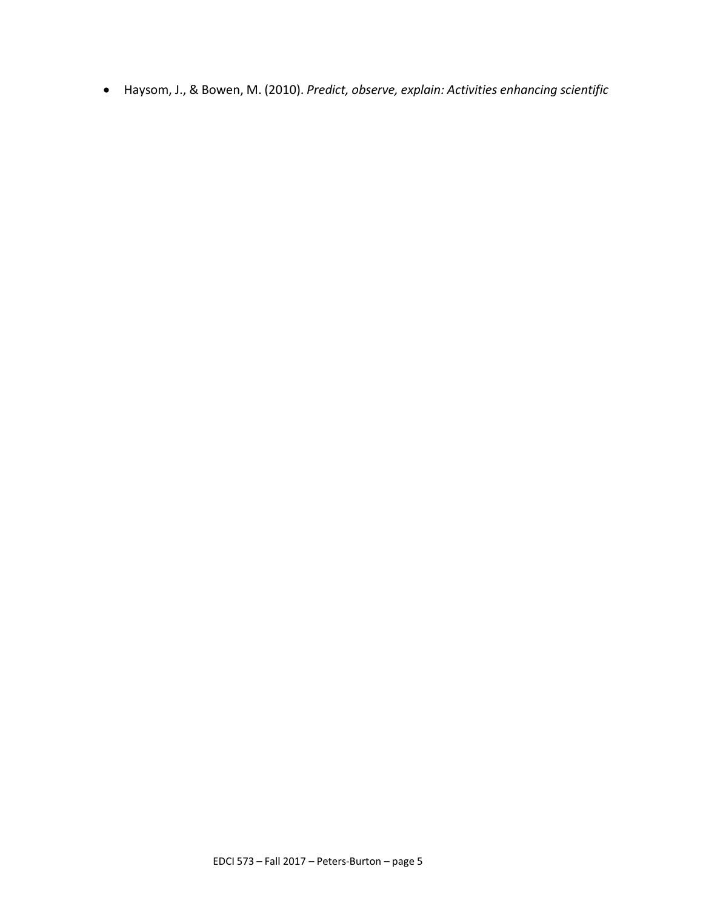- Haysom, J., & Bowen, M. (2010). *Predict, observe, explain: Activities enhancing scientific*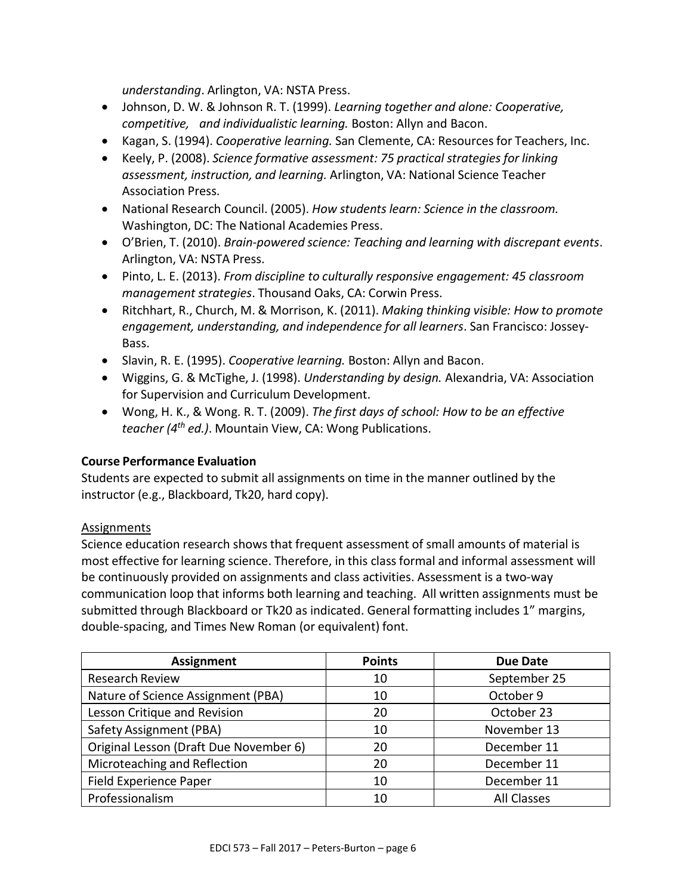*understanding*. Arlington, VA: NSTA Press.

- Johnson, D. W. & Johnson R. T. (1999). *Learning together and alone: Cooperative, competitive, and individualistic learning.* Boston: Allyn and Bacon.
- Kagan, S. (1994). *Cooperative learning.* San Clemente, CA: Resources for Teachers, Inc.
- Keely, P. (2008). *Science formative assessment: 75 practical strategies for linking assessment, instruction, and learning.* Arlington, VA: National Science Teacher Association Press.
- National Research Council. (2005). *How students learn: Science in the classroom.* Washington, DC: The National Academies Press.
- O'Brien, T. (2010). *Brain-powered science: Teaching and learning with discrepant events*. Arlington, VA: NSTA Press.
- Pinto, L. E. (2013). *From discipline to culturally responsive engagement: 45 classroom management strategies*. Thousand Oaks, CA: Corwin Press.
- Ritchhart, R., Church, M. & Morrison, K. (2011). *Making thinking visible: How to promote engagement, understanding, and independence for all learners*. San Francisco: Jossey-Bass.
- Slavin, R. E. (1995). *Cooperative learning.* Boston: Allyn and Bacon.
- Wiggins, G. & McTighe, J. (1998). *Understanding by design.* Alexandria, VA: Association for Supervision and Curriculum Development.
- Wong, H. K., & Wong. R. T. (2009). *The first days of school: How to be an effective teacher (4th ed.)*. Mountain View, CA: Wong Publications.

**Course Performance Evaluation**

Students are expected to submit all assignments on time in the manner outlined by the instructor (e.g., Blackboard, Tk20, hard copy).

Assignments

Science education research shows that frequent assessment of small amounts of material is most effective for learning science. Therefore, in this class formal and informal assessment will be continuously provided on assignments and class activities. Assessment is a two-way communication loop that informs both learning and teaching. All written assignments must be submitted through Blackboard or Tk20 as indicated. General formatting includes 1" margins, double-spacing, and Times New Roman (or equivalent) font.

| Assignment | Points | Due Date |
|---|---|---|
| Research Review | 10 | September 25 |
| Nature of Science Assignment (PBA) | 10 | October 9 |
| Lesson Critique and Revision | 20 | October 23 |
| Safety Assignment (PBA) | 10 | November 13 |
| Original Lesson (Draft Due November 6) | 20 | December 11 |
| Microteaching and Reflection | 20 | December 11 |
| Field Experience Paper | 10 | December 11 |
| Professionalism | 10 | All Classes |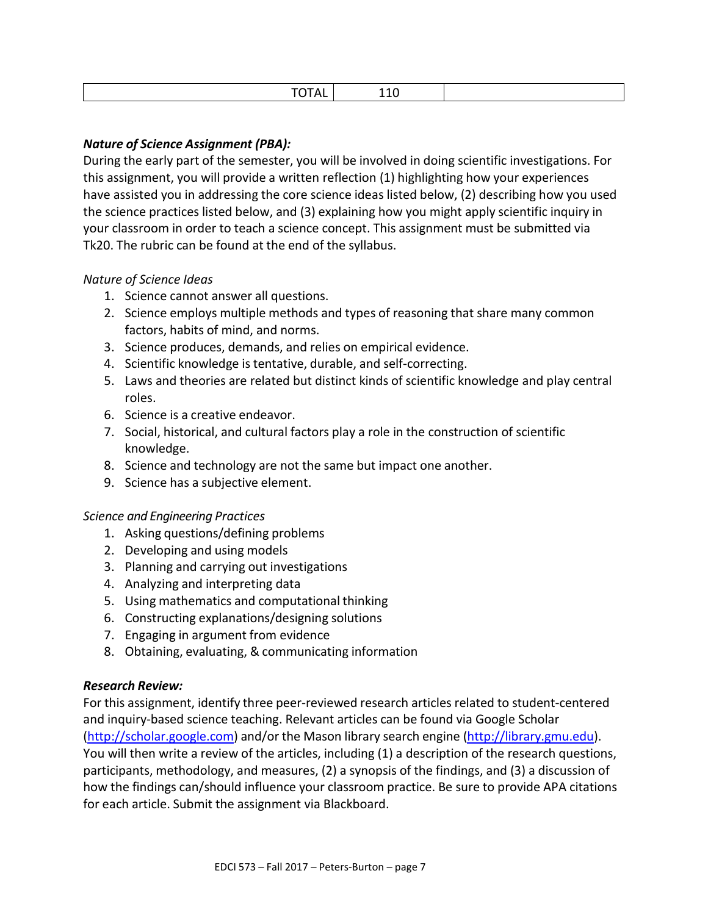| TOTAL | 110 | |
|---|---|---|

***Nature of Science Assignment (PBA):***

During the early part of the semester, you will be involved in doing scientific investigations. For this assignment, you will provide a written reflection (1) highlighting how your experiences have assisted you in addressing the core science ideas listed below, (2) describing how you used the science practices listed below, and (3) explaining how you might apply scientific inquiry in your classroom in order to teach a science concept. This assignment must be submitted via Tk20. The rubric can be found at the end of the syllabus.

*Nature of Science Ideas*

1. Science cannot answer all questions.
2. Science employs multiple methods and types of reasoning that share many common factors, habits of mind, and norms.
3. Science produces, demands, and relies on empirical evidence.
4. Scientific knowledge is tentative, durable, and self-correcting.
5. Laws and theories are related but distinct kinds of scientific knowledge and play central roles.
6. Science is a creative endeavor.
7. Social, historical, and cultural factors play a role in the construction of scientific knowledge.
8. Science and technology are not the same but impact one another.
9. Science has a subjective element.

*Science and Engineering Practices*

1. Asking questions/defining problems
2. Developing and using models
3. Planning and carrying out investigations
4. Analyzing and interpreting data
5. Using mathematics and computational thinking
6. Constructing explanations/designing solutions
7. Engaging in argument from evidence
8. Obtaining, evaluating, & communicating information

***Research Review:***

For this assignment, identify three peer-reviewed research articles related to student-centered and inquiry-based science teaching. Relevant articles can be found via Google Scholar (http://scholar.google.com) and/or the Mason library search engine (http://library.gmu.edu). You will then write a review of the articles, including (1) a description of the research questions, participants, methodology, and measures, (2) a synopsis of the findings, and (3) a discussion of how the findings can/should influence your classroom practice. Be sure to provide APA citations for each article. Submit the assignment via Blackboard.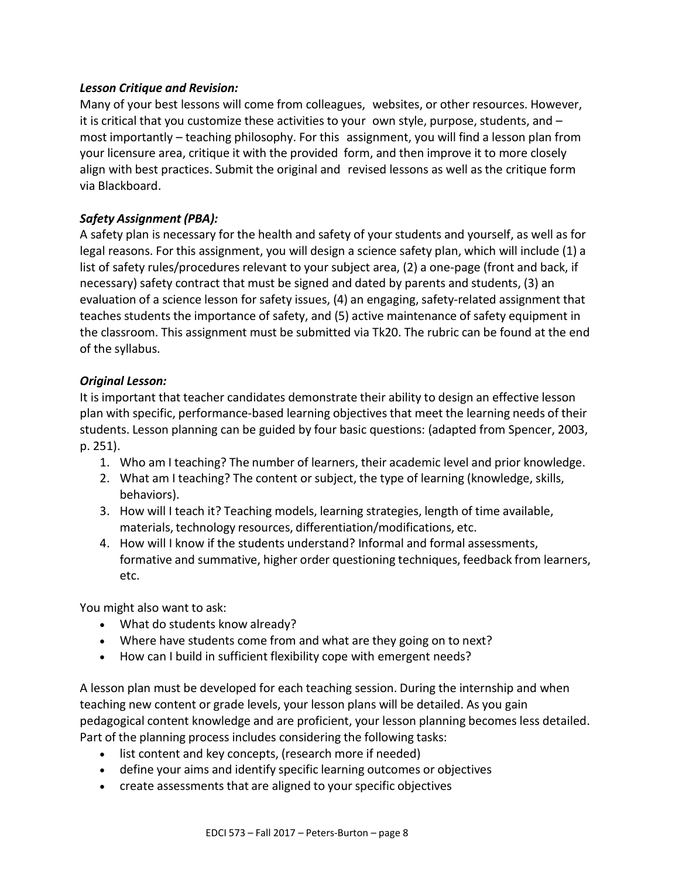***Lesson Critique and Revision:***

Many of your best lessons will come from colleagues, websites, or other resources. However, it is critical that you customize these activities to your own style, purpose, students, and – most importantly – teaching philosophy. For this assignment, you will find a lesson plan from your licensure area, critique it with the provided form, and then improve it to more closely align with best practices. Submit the original and revised lessons as well as the critique form via Blackboard.

***Safety Assignment (PBA):***

A safety plan is necessary for the health and safety of your students and yourself, as well as for legal reasons. For this assignment, you will design a science safety plan, which will include (1) a list of safety rules/procedures relevant to your subject area, (2) a one-page (front and back, if necessary) safety contract that must be signed and dated by parents and students, (3) an evaluation of a science lesson for safety issues, (4) an engaging, safety-related assignment that teaches students the importance of safety, and (5) active maintenance of safety equipment in the classroom. This assignment must be submitted via Tk20. The rubric can be found at the end of the syllabus.

***Original Lesson:***

It is important that teacher candidates demonstrate their ability to design an effective lesson plan with specific, performance-based learning objectives that meet the learning needs of their students. Lesson planning can be guided by four basic questions: (adapted from Spencer, 2003, p. 251).

1. Who am I teaching? The number of learners, their academic level and prior knowledge.
2. What am I teaching? The content or subject, the type of learning (knowledge, skills, behaviors).
3. How will I teach it? Teaching models, learning strategies, length of time available, materials, technology resources, differentiation/modifications, etc.
4. How will I know if the students understand? Informal and formal assessments, formative and summative, higher order questioning techniques, feedback from learners, etc.

You might also want to ask:

- What do students know already?
- Where have students come from and what are they going on to next?
- How can I build in sufficient flexibility cope with emergent needs?

A lesson plan must be developed for each teaching session. During the internship and when teaching new content or grade levels, your lesson plans will be detailed. As you gain pedagogical content knowledge and are proficient, your lesson planning becomes less detailed. Part of the planning process includes considering the following tasks:

- list content and key concepts, (research more if needed)
- define your aims and identify specific learning outcomes or objectives
- create assessments that are aligned to your specific objectives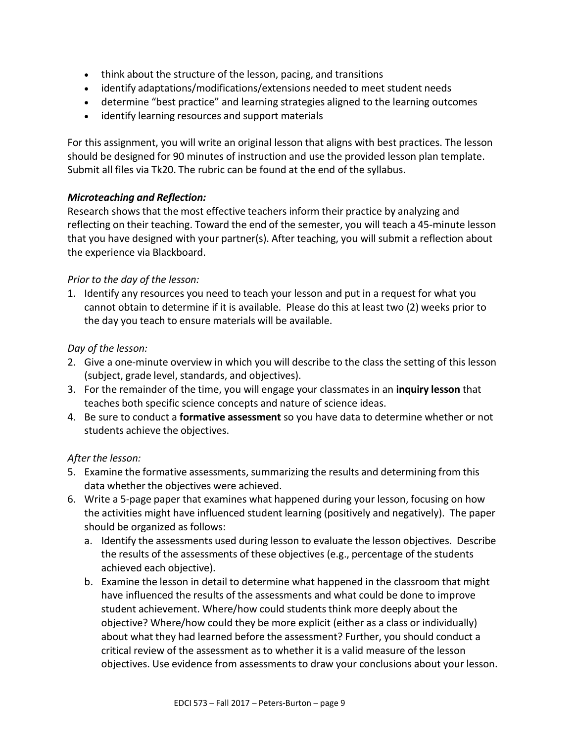- think about the structure of the lesson, pacing, and transitions
- identify adaptations/modifications/extensions needed to meet student needs
- determine "best practice" and learning strategies aligned to the learning outcomes
- identify learning resources and support materials

For this assignment, you will write an original lesson that aligns with best practices. The lesson should be designed for 90 minutes of instruction and use the provided lesson plan template. Submit all files via Tk20. The rubric can be found at the end of the syllabus.

***Microteaching and Reflection:***

Research shows that the most effective teachers inform their practice by analyzing and reflecting on their teaching. Toward the end of the semester, you will teach a 45-minute lesson that you have designed with your partner(s). After teaching, you will submit a reflection about the experience via Blackboard.

*Prior to the day of the lesson:*

1. Identify any resources you need to teach your lesson and put in a request for what you cannot obtain to determine if it is available. Please do this at least two (2) weeks prior to the day you teach to ensure materials will be available.

*Day of the lesson:*

2. Give a one-minute overview in which you will describe to the class the setting of this lesson (subject, grade level, standards, and objectives).
3. For the remainder of the time, you will engage your classmates in an **inquiry lesson** that teaches both specific science concepts and nature of science ideas.
4. Be sure to conduct a **formative assessment** so you have data to determine whether or not students achieve the objectives.

*After the lesson:*

5. Examine the formative assessments, summarizing the results and determining from this data whether the objectives were achieved.
6. Write a 5-page paper that examines what happened during your lesson, focusing on how the activities might have influenced student learning (positively and negatively). The paper should be organized as follows:
   a. Identify the assessments used during lesson to evaluate the lesson objectives. Describe the results of the assessments of these objectives (e.g., percentage of the students achieved each objective).
   b. Examine the lesson in detail to determine what happened in the classroom that might have influenced the results of the assessments and what could be done to improve student achievement. Where/how could students think more deeply about the objective? Where/how could they be more explicit (either as a class or individually) about what they had learned before the assessment? Further, you should conduct a critical review of the assessment as to whether it is a valid measure of the lesson objectives. Use evidence from assessments to draw your conclusions about your lesson.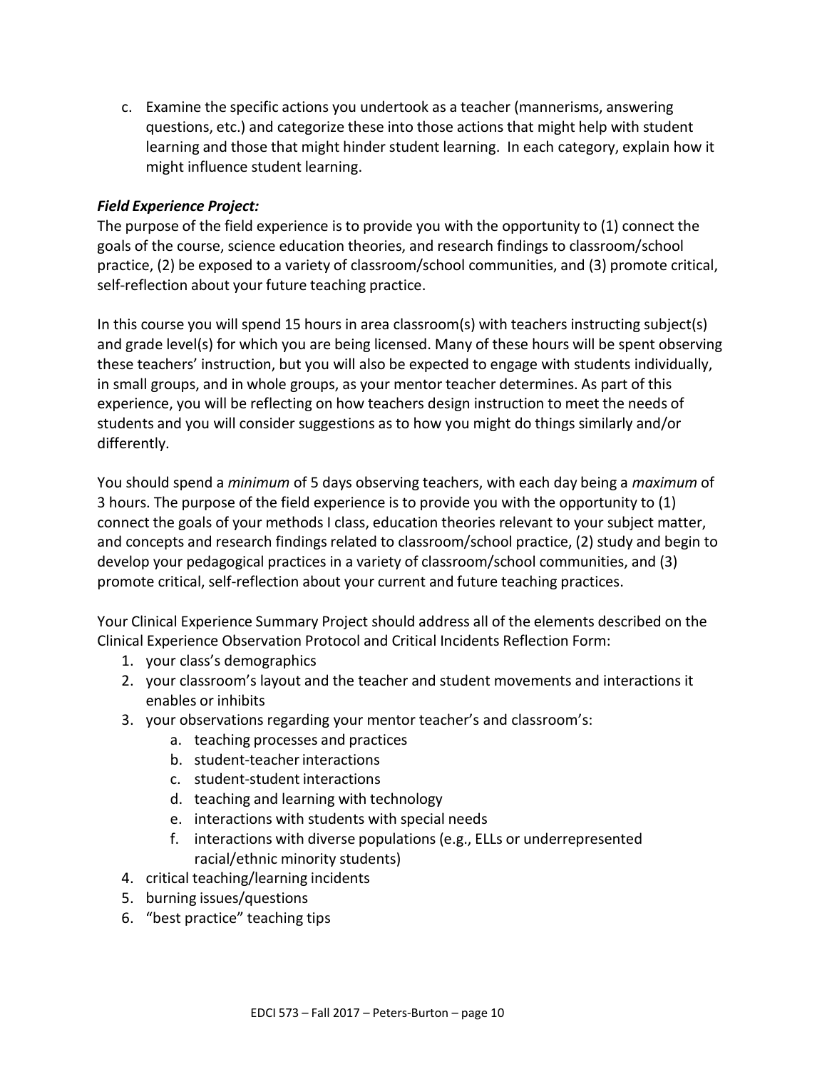c. Examine the specific actions you undertook as a teacher (mannerisms, answering questions, etc.) and categorize these into those actions that might help with student learning and those that might hinder student learning. In each category, explain how it might influence student learning.

***Field Experience Project:***

The purpose of the field experience is to provide you with the opportunity to (1) connect the goals of the course, science education theories, and research findings to classroom/school practice, (2) be exposed to a variety of classroom/school communities, and (3) promote critical, self-reflection about your future teaching practice.

In this course you will spend 15 hours in area classroom(s) with teachers instructing subject(s) and grade level(s) for which you are being licensed. Many of these hours will be spent observing these teachers' instruction, but you will also be expected to engage with students individually, in small groups, and in whole groups, as your mentor teacher determines. As part of this experience, you will be reflecting on how teachers design instruction to meet the needs of students and you will consider suggestions as to how you might do things similarly and/or differently.

You should spend a *minimum* of 5 days observing teachers, with each day being a *maximum* of 3 hours. The purpose of the field experience is to provide you with the opportunity to (1) connect the goals of your methods I class, education theories relevant to your subject matter, and concepts and research findings related to classroom/school practice, (2) study and begin to develop your pedagogical practices in a variety of classroom/school communities, and (3) promote critical, self-reflection about your current and future teaching practices.

Your Clinical Experience Summary Project should address all of the elements described on the Clinical Experience Observation Protocol and Critical Incidents Reflection Form:

1. your class's demographics
2. your classroom's layout and the teacher and student movements and interactions it enables or inhibits
3. your observations regarding your mentor teacher's and classroom's:
   a. teaching processes and practices
   b. student-teacher interactions
   c. student-student interactions
   d. teaching and learning with technology
   e. interactions with students with special needs
   f. interactions with diverse populations (e.g., ELLs or underrepresented racial/ethnic minority students)
4. critical teaching/learning incidents
5. burning issues/questions
6. "best practice" teaching tips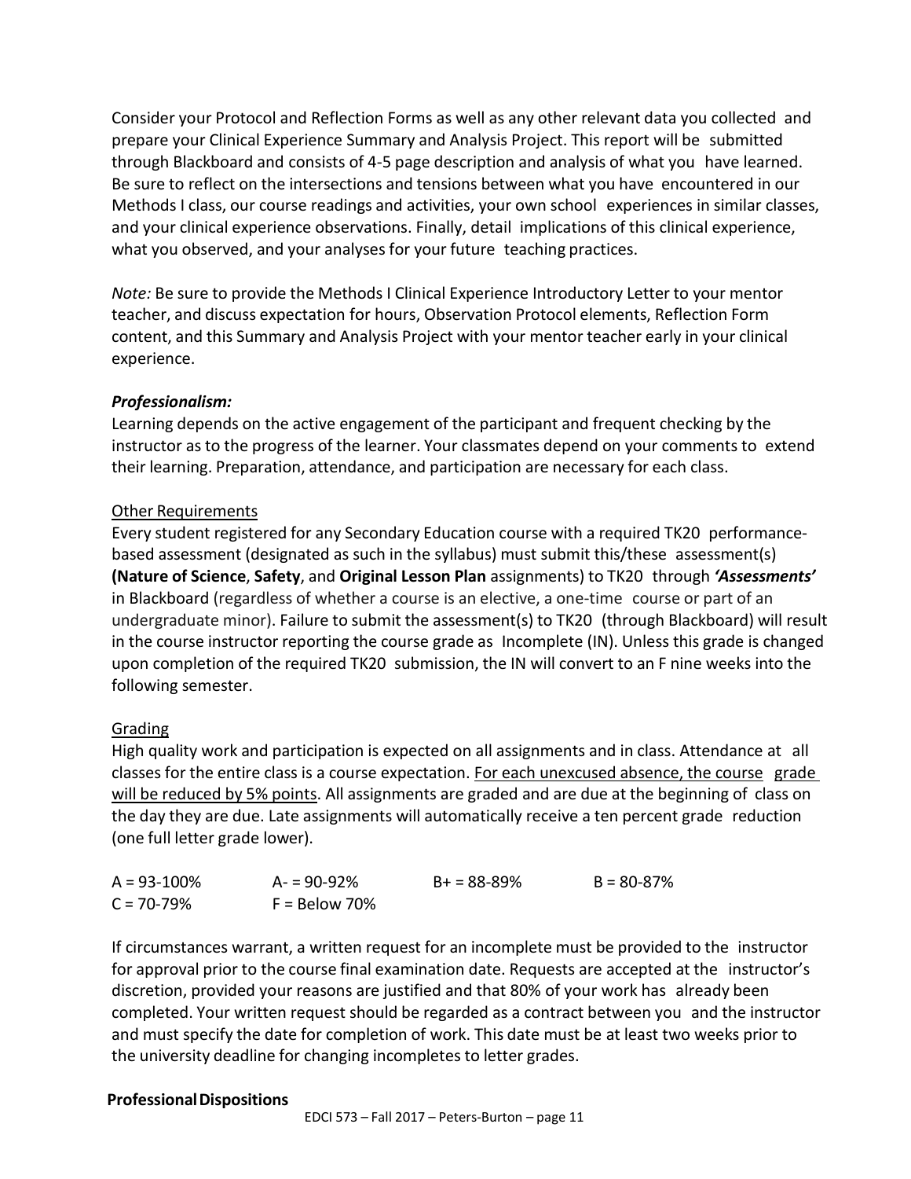Consider your Protocol and Reflection Forms as well as any other relevant data you collected and prepare your Clinical Experience Summary and Analysis Project. This report will be submitted through Blackboard and consists of 4-5 page description and analysis of what you have learned. Be sure to reflect on the intersections and tensions between what you have encountered in our Methods I class, our course readings and activities, your own school experiences in similar classes, and your clinical experience observations. Finally, detail implications of this clinical experience, what you observed, and your analyses for your future teaching practices.

*Note:* Be sure to provide the Methods I Clinical Experience Introductory Letter to your mentor teacher, and discuss expectation for hours, Observation Protocol elements, Reflection Form content, and this Summary and Analysis Project with your mentor teacher early in your clinical experience.

***Professionalism:***
Learning depends on the active engagement of the participant and frequent checking by the instructor as to the progress of the learner. Your classmates depend on your comments to extend their learning. Preparation, attendance, and participation are necessary for each class.

<u>Other Requirements</u>
Every student registered for any Secondary Education course with a required TK20 performance-based assessment (designated as such in the syllabus) must submit this/these assessment(s) **(Nature of Science**, **Safety**, and **Original Lesson Plan** assignments) to TK20 through ***'Assessments'*** in Blackboard (regardless of whether a course is an elective, a one-time course or part of an undergraduate minor). Failure to submit the assessment(s) to TK20 (through Blackboard) will result in the course instructor reporting the course grade as Incomplete (IN). Unless this grade is changed upon completion of the required TK20 submission, the IN will convert to an F nine weeks into the following semester.

<u>Grading</u>
High quality work and participation is expected on all assignments and in class. Attendance at all classes for the entire class is a course expectation. <u>For each unexcused absence, the course grade will be reduced by 5% points</u>. All assignments are graded and are due at the beginning of class on the day they are due. Late assignments will automatically receive a ten percent grade reduction (one full letter grade lower).

| A = 93-100% | A- = 90-92% | B+ = 88-89% | B = 80-87% |
|---|---|---|---|
| C = 70-79% | F = Below 70% | | |

If circumstances warrant, a written request for an incomplete must be provided to the instructor for approval prior to the course final examination date. Requests are accepted at the instructor's discretion, provided your reasons are justified and that 80% of your work has already been completed. Your written request should be regarded as a contract between you and the instructor and must specify the date for completion of work. This date must be at least two weeks prior to the university deadline for changing incompletes to letter grades.

**Professional Dispositions**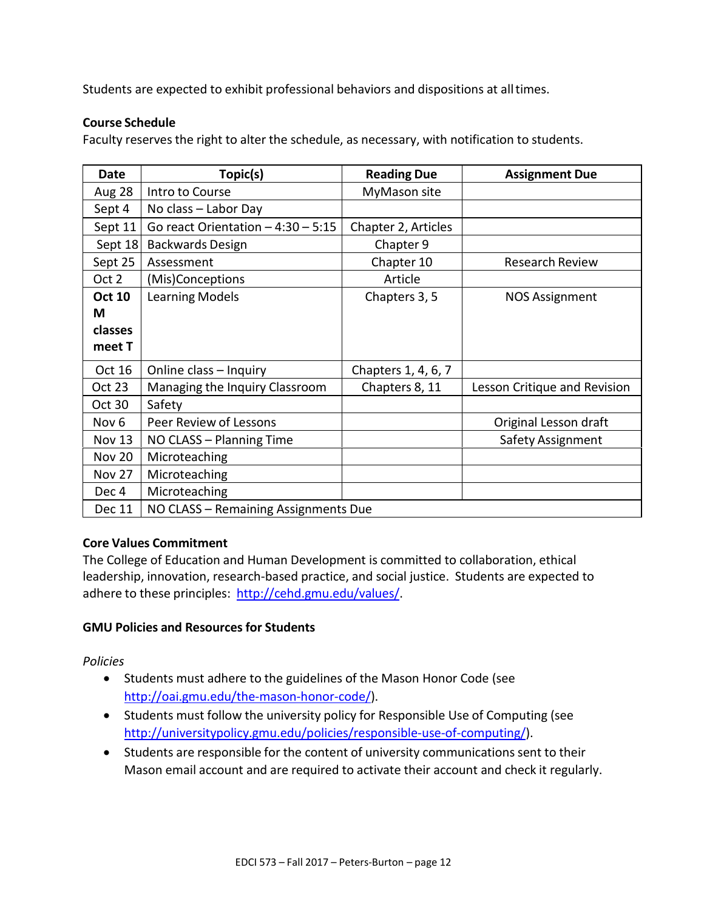Students are expected to exhibit professional behaviors and dispositions at all times.

**Course Schedule**

Faculty reserves the right to alter the schedule, as necessary, with notification to students.

| Date | Topic(s) | Reading Due | Assignment Due |
|---|---|---|---|
| Aug 28 | Intro to Course | MyMason site | |
| Sept 4 | No class – Labor Day | | |
| Sept 11 | Go react Orientation – 4:30 – 5:15 | Chapter 2, Articles | |
| Sept 18 | Backwards Design | Chapter 9 | |
| Sept 25 | Assessment | Chapter 10 | Research Review |
| Oct 2 | (Mis)Conceptions | Article | |
| **Oct 10 M classes meet T** | Learning Models | Chapters 3, 5 | NOS Assignment |
| Oct 16 | Online class – Inquiry | Chapters 1, 4, 6, 7 | |
| Oct 23 | Managing the Inquiry Classroom | Chapters 8, 11 | Lesson Critique and Revision |
| Oct 30 | Safety | | |
| Nov 6 | Peer Review of Lessons | | Original Lesson draft |
| Nov 13 | NO CLASS – Planning Time | | Safety Assignment |
| Nov 20 | Microteaching | | |
| Nov 27 | Microteaching | | |
| Dec 4 | Microteaching | | |
| Dec 11 | NO CLASS – Remaining Assignments Due | | |

**Core Values Commitment**

The College of Education and Human Development is committed to collaboration, ethical leadership, innovation, research-based practice, and social justice. Students are expected to adhere to these principles: http://cehd.gmu.edu/values/.

**GMU Policies and Resources for Students**

*Policies*

- Students must adhere to the guidelines of the Mason Honor Code (see http://oai.gmu.edu/the-mason-honor-code/).
- Students must follow the university policy for Responsible Use of Computing (see http://universitypolicy.gmu.edu/policies/responsible-use-of-computing/).
- Students are responsible for the content of university communications sent to their Mason email account and are required to activate their account and check it regularly.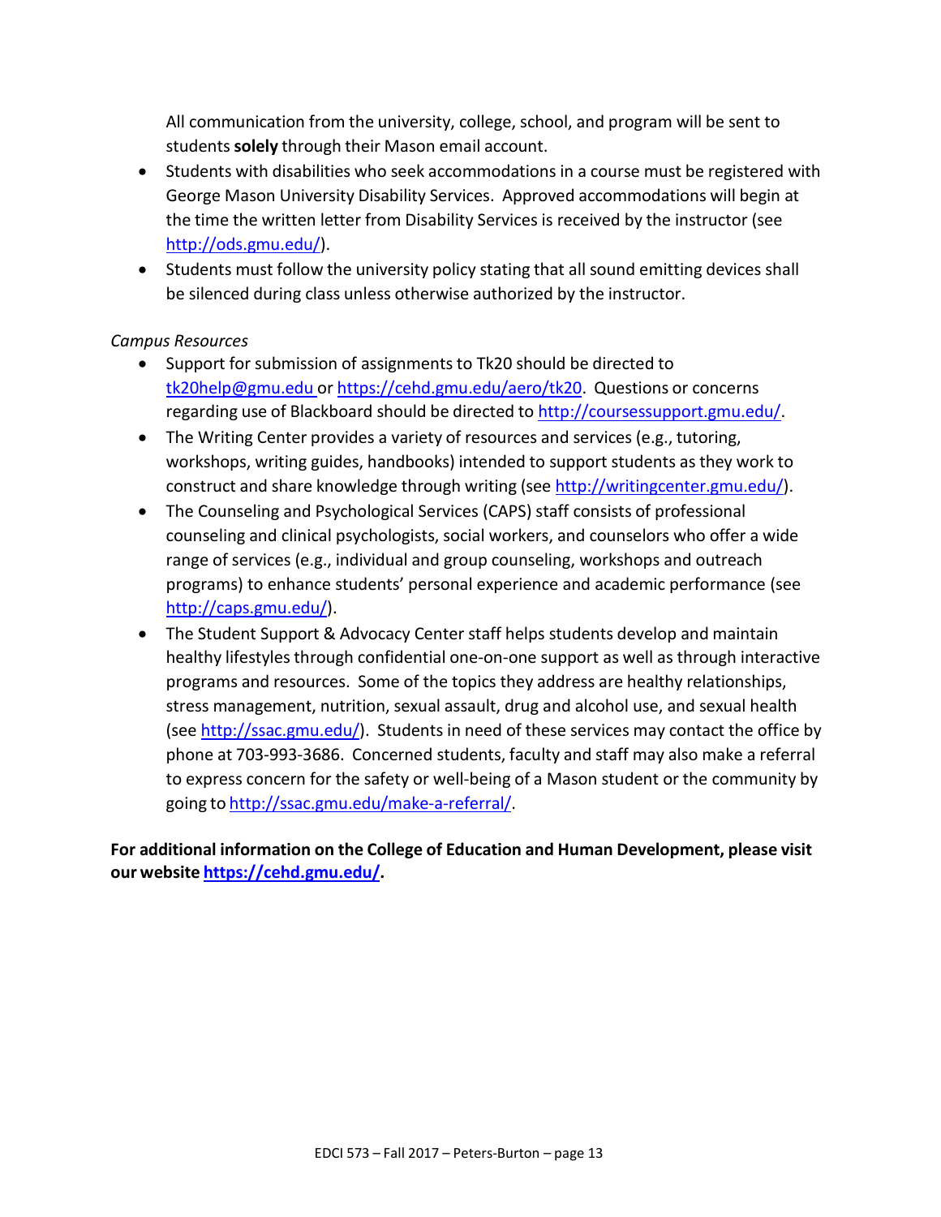All communication from the university, college, school, and program will be sent to students **solely** through their Mason email account.

- Students with disabilities who seek accommodations in a course must be registered with George Mason University Disability Services. Approved accommodations will begin at the time the written letter from Disability Services is received by the instructor (see http://ods.gmu.edu/).
- Students must follow the university policy stating that all sound emitting devices shall be silenced during class unless otherwise authorized by the instructor.

*Campus Resources*

- Support for submission of assignments to Tk20 should be directed to tk20help@gmu.edu or https://cehd.gmu.edu/aero/tk20. Questions or concerns regarding use of Blackboard should be directed to http://coursessupport.gmu.edu/.
- The Writing Center provides a variety of resources and services (e.g., tutoring, workshops, writing guides, handbooks) intended to support students as they work to construct and share knowledge through writing (see http://writingcenter.gmu.edu/).
- The Counseling and Psychological Services (CAPS) staff consists of professional counseling and clinical psychologists, social workers, and counselors who offer a wide range of services (e.g., individual and group counseling, workshops and outreach programs) to enhance students' personal experience and academic performance (see http://caps.gmu.edu/).
- The Student Support & Advocacy Center staff helps students develop and maintain healthy lifestyles through confidential one-on-one support as well as through interactive programs and resources. Some of the topics they address are healthy relationships, stress management, nutrition, sexual assault, drug and alcohol use, and sexual health (see http://ssac.gmu.edu/). Students in need of these services may contact the office by phone at 703-993-3686. Concerned students, faculty and staff may also make a referral to express concern for the safety or well-being of a Mason student or the community by going to http://ssac.gmu.edu/make-a-referral/.

**For additional information on the College of Education and Human Development, please visit our website https://cehd.gmu.edu/.**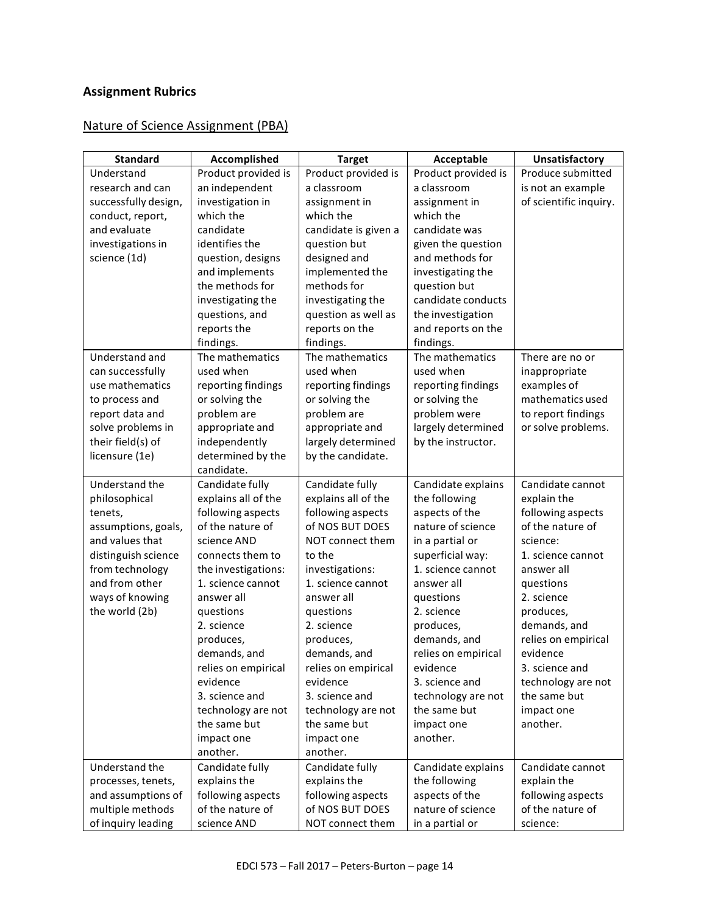## Assignment Rubrics

### Nature of Science Assignment (PBA)

| Standard | Accomplished | Target | Acceptable | Unsatisfactory |
|---|---|---|---|---|
| Understand research and can successfully design, conduct, report, and evaluate investigations in science (1d) | Product provided is an independent investigation in which the candidate identifies the question, designs and implements the methods for investigating the questions, and reports the findings. | Product provided is a classroom assignment in which the candidate is given a question but designed and implemented the methods for investigating the question as well as reports on the findings. | Product provided is a classroom assignment in which the candidate was given the question and methods for investigating the question but candidate conducts the investigation and reports on the findings. | Produce submitted is not an example of scientific inquiry. |
| Understand and can successfully use mathematics to process and report data and solve problems in their field(s) of licensure (1e) | The mathematics used when reporting findings or solving the problem are appropriate and independently determined by the candidate. | The mathematics used when reporting findings or solving the problem are appropriate and largely determined by the candidate. | The mathematics used when reporting findings or solving the problem were largely determined by the instructor. | There are no or inappropriate examples of mathematics used to report findings or solve problems. |
| Understand the philosophical tenets, assumptions, goals, and values that distinguish science from technology and from other ways of knowing the world (2b) | Candidate fully explains all of the following aspects of the nature of science AND connects them to the investigations:<br>1. science cannot answer all questions<br>2. science produces, demands, and relies on empirical evidence<br>3. science and technology are not the same but impact one another. | Candidate fully explains all of the following aspects of NOS BUT DOES NOT connect them to the investigations:<br>1. science cannot answer all questions<br>2. science produces, demands, and relies on empirical evidence<br>3. science and technology are not the same but impact one another. | Candidate explains the following aspects of the nature of science in a partial or superficial way:<br>1. science cannot answer all questions<br>2. science produces, demands, and relies on empirical evidence<br>3. science and technology are not the same but impact one another. | Candidate cannot explain the following aspects of the nature of science:<br>1. science cannot answer all questions<br>2. science produces, demands, and relies on empirical evidence<br>3. science and technology are not the same but impact one another. |
| Understand the processes, tenets, and assumptions of multiple methods of inquiry leading | Candidate fully explains the following aspects of the nature of science AND | Candidate fully explains the following aspects of NOS BUT DOES NOT connect them | Candidate explains the following aspects of the nature of science in a partial or | Candidate cannot explain the following aspects of the nature of science: |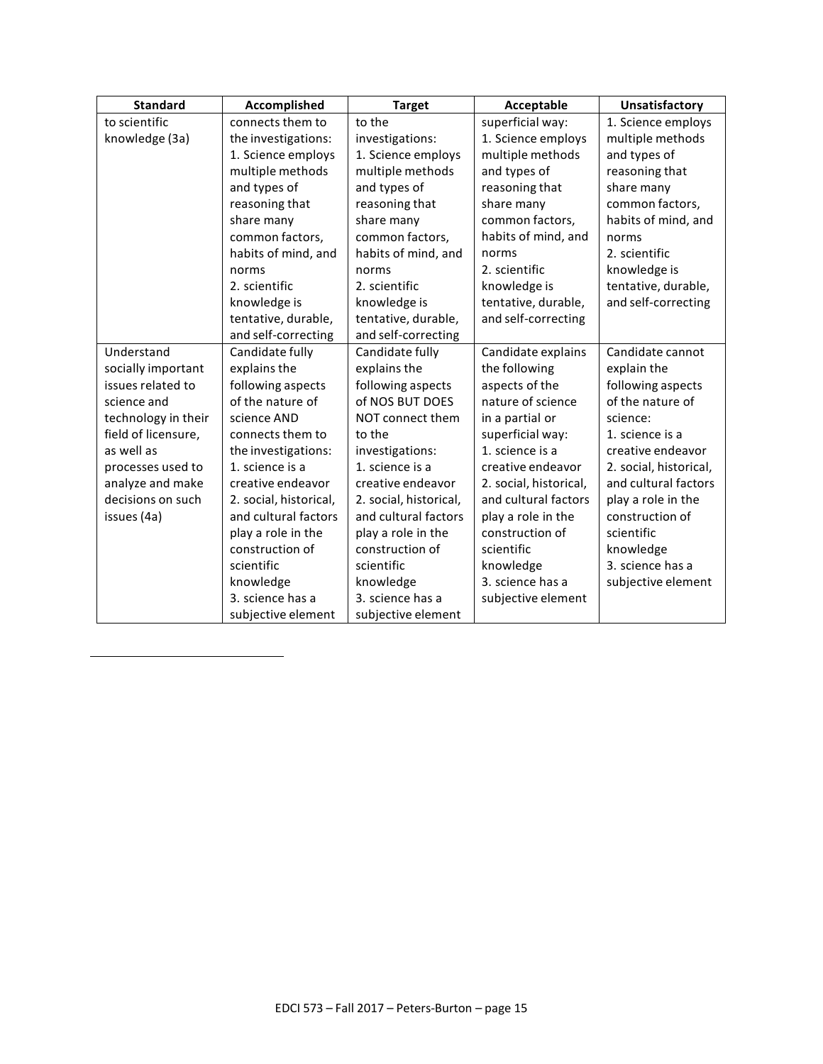| Standard | Accomplished | Target | Acceptable | Unsatisfactory |
|---|---|---|---|---|
| to scientific knowledge (3a) | connects them to the investigations: 1. Science employs multiple methods and types of reasoning that share many common factors, habits of mind, and norms 2. scientific knowledge is tentative, durable, and self-correcting | to the investigations: 1. Science employs multiple methods and types of reasoning that share many common factors, habits of mind, and norms 2. scientific knowledge is tentative, durable, and self-correcting | superficial way: 1. Science employs multiple methods and types of reasoning that share many common factors, habits of mind, and norms 2. scientific knowledge is tentative, durable, and self-correcting | 1. Science employs multiple methods and types of reasoning that share many common factors, habits of mind, and norms 2. scientific knowledge is tentative, durable, and self-correcting |
| Understand socially important issues related to science and technology in their field of licensure, as well as processes used to analyze and make decisions on such issues (4a) | Candidate fully explains the following aspects of the nature of science AND connects them to the investigations: 1. science is a creative endeavor 2. social, historical, and cultural factors play a role in the construction of scientific knowledge 3. science has a subjective element | Candidate fully explains the following aspects of NOS BUT DOES NOT connect them to the investigations: 1. science is a creative endeavor 2. social, historical, and cultural factors play a role in the construction of scientific knowledge 3. science has a subjective element | Candidate explains the following aspects of the nature of science in a partial or superficial way: 1. science is a creative endeavor 2. social, historical, and cultural factors play a role in the construction of scientific knowledge 3. science has a subjective element | Candidate cannot explain the following aspects of the nature of science: 1. science is a creative endeavor 2. social, historical, and cultural factors play a role in the construction of scientific knowledge 3. science has a subjective element |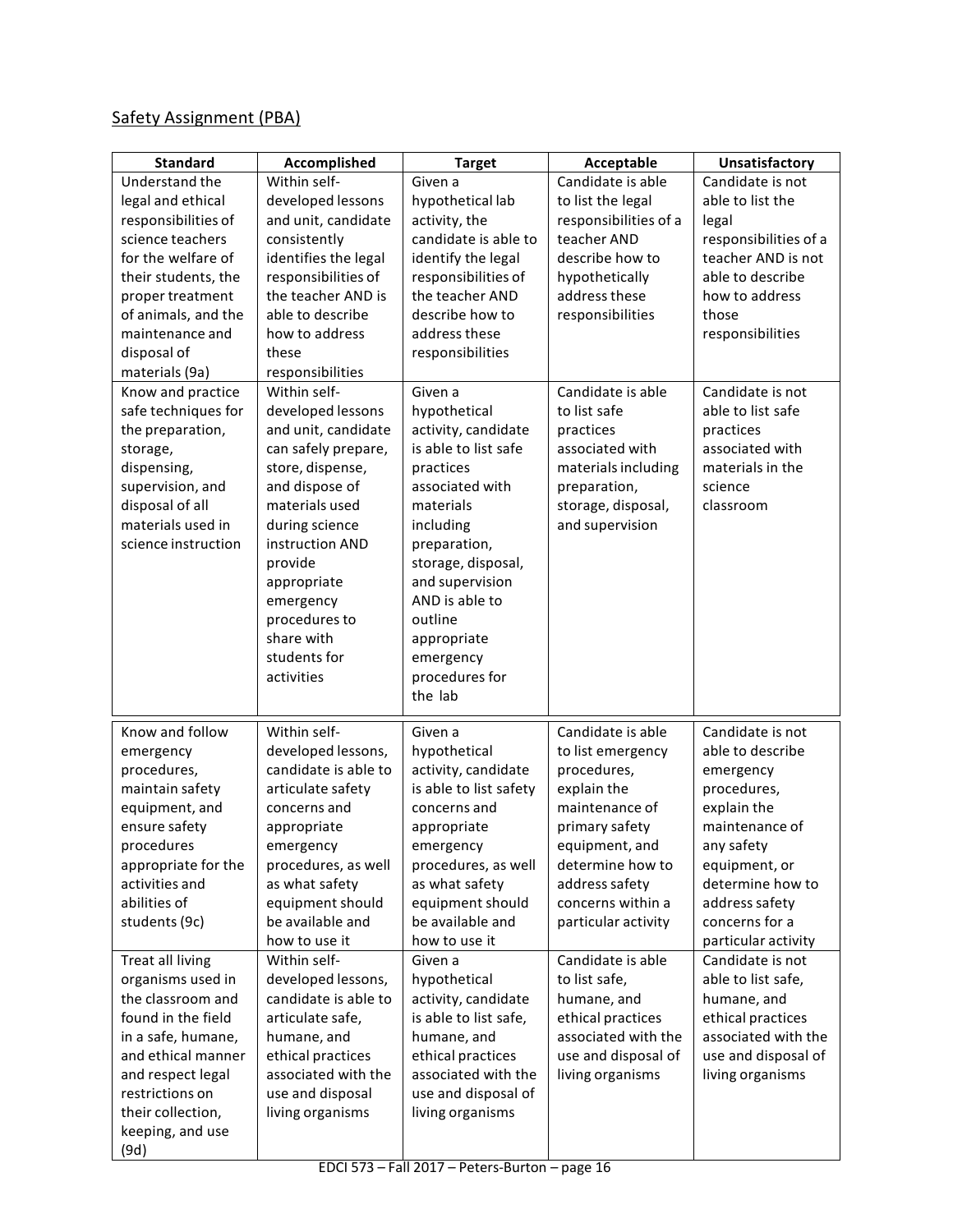## Safety Assignment (PBA)

| Standard | Accomplished | Target | Acceptable | Unsatisfactory |
|---|---|---|---|---|
| Understand the legal and ethical responsibilities of science teachers for the welfare of their students, the proper treatment of animals, and the maintenance and disposal of materials (9a) | Within self-developed lessons and unit, candidate consistently identifies the legal responsibilities of the teacher AND is able to describe how to address these responsibilities | Given a hypothetical lab activity, the candidate is able to identify the legal responsibilities of the teacher AND describe how to address these responsibilities | Candidate is able to list the legal responsibilities of a teacher AND describe how to hypothetically address these responsibilities | Candidate is not able to list the legal responsibilities of a teacher AND is not able to describe how to address those responsibilities |
| Know and practice safe techniques for the preparation, storage, dispensing, supervision, and disposal of all materials used in science instruction | Within self-developed lessons and unit, candidate can safely prepare, store, dispense, and dispose of materials used during science instruction AND provide appropriate emergency procedures to share with students for activities | Given a hypothetical activity, candidate is able to list safe practices associated with materials including preparation, storage, disposal, and supervision AND is able to outline appropriate emergency procedures for the lab | Candidate is able to list safe practices associated with materials including preparation, storage, disposal, and supervision | Candidate is not able to list safe practices associated with materials in the science classroom |
| Know and follow emergency procedures, maintain safety equipment, and ensure safety procedures appropriate for the activities and abilities of students (9c) | Within self-developed lessons, candidate is able to articulate safety concerns and appropriate emergency procedures, as well as what safety equipment should be available and how to use it | Given a hypothetical activity, candidate is able to list safety concerns and appropriate emergency procedures, as well as what safety equipment should be available and how to use it | Candidate is able to list emergency procedures, explain the maintenance of primary safety equipment, and determine how to address safety concerns within a particular activity | Candidate is not able to describe emergency procedures, explain the maintenance of any safety equipment, or determine how to address safety concerns for a particular activity |
| Treat all living organisms used in the classroom and found in the field in a safe, humane, and ethical manner and respect legal restrictions on their collection, keeping, and use (9d) | Within self-developed lessons, candidate is able to articulate safe, humane, and ethical practices associated with the use and disposal living organisms | Given a hypothetical activity, candidate is able to list safe, humane, and ethical practices associated with the use and disposal of living organisms | Candidate is able to list safe, humane, and ethical practices associated with the use and disposal of living organisms | Candidate is not able to list safe, humane, and ethical practices associated with the use and disposal of living organisms |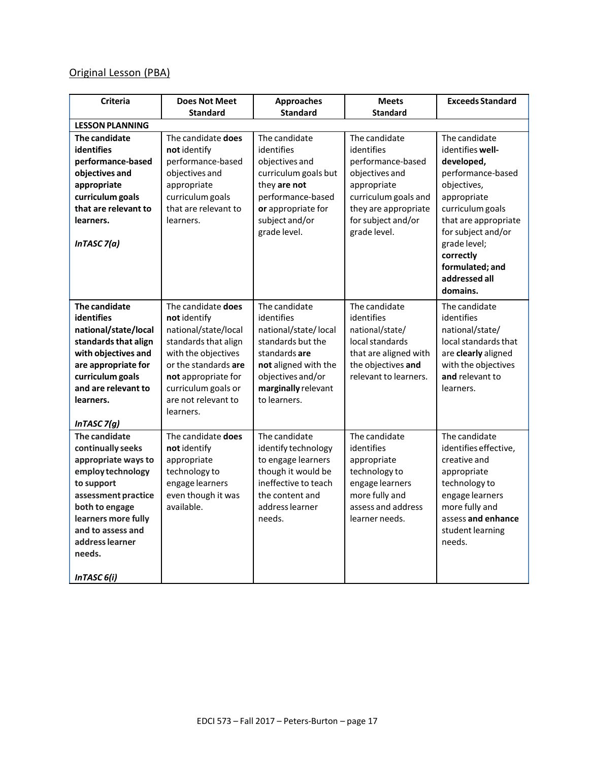Original Lesson (PBA)

| Criteria | Does Not Meet Standard | Approaches Standard | Meets Standard | Exceeds Standard |
| --- | --- | --- | --- | --- |
| **LESSON PLANNING** | | | | |
| **The candidate identifies performance-based objectives and appropriate curriculum goals that are relevant to learners.** <br><br> ***InTASC 7(a)*** | The candidate **does not** identify performance-based objectives and appropriate curriculum goals that are relevant to learners. | The candidate identifies objectives and curriculum goals but they **are not** performance-based **or** appropriate for subject and/or grade level. | The candidate identifies performance-based objectives and appropriate curriculum goals and they are appropriate for subject and/or grade level. | The candidate identifies **well-developed,** performance-based objectives, appropriate curriculum goals that are appropriate for subject and/or grade level; **correctly formulated; and addressed all domains.** |
| **The candidate identifies national/state/local standards that align with objectives and are appropriate for curriculum goals and are relevant to learners.** <br><br> ***InTASC 7(g)*** | The candidate **does not** identify national/state/local standards that align with the objectives or the standards **are not** appropriate for curriculum goals or are not relevant to learners. | The candidate identifies national/state/ local standards but the standards **are not** aligned with the objectives and/or **marginally** relevant to learners. | The candidate identifies national/state/ local standards that are aligned with the objectives **and** relevant to learners. | The candidate identifies national/state/ local standards that are **clearly** aligned with the objectives **and** relevant to learners. |
| **The candidate continually seeks appropriate ways to employ technology to support assessment practice both to engage learners more fully and to assess and address learner needs.** <br><br> ***InTASC 6(i)*** | The candidate **does not** identify appropriate technology to engage learners even though it was available. | The candidate identify technology to engage learners though it would be ineffective to teach the content and address learner needs. | The candidate identifies appropriate technology to engage learners more fully and assess and address learner needs. | The candidate identifies effective, creative and appropriate technology to engage learners more fully and assess **and enhance** student learning needs. |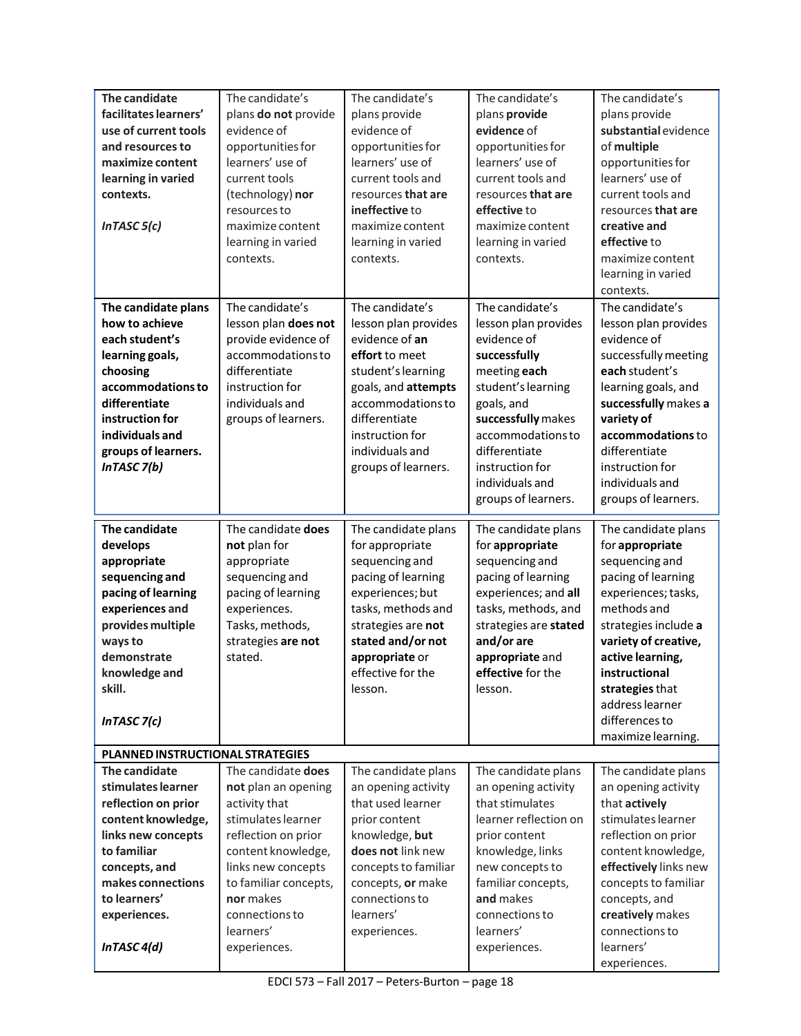| | | | | |
|---|---|---|---|---|
| **The candidate facilitates learners' use of current tools and resources to maximize content learning in varied contexts.**<br><br>***InTASC 5(c)*** | The candidate's plans **do not** provide evidence of opportunities for learners' use of current tools (technology) **nor** resources to maximize content learning in varied contexts. | The candidate's plans provide evidence of opportunities for learners' use of current tools and resources **that are ineffective** to maximize content learning in varied contexts. | The candidate's plans **provide evidence** of opportunities for learners' use of current tools and resources **that are effective** to maximize content learning in varied contexts. | The candidate's plans provide **substantial** evidence of **multiple** opportunities for learners' use of current tools and resources **that are creative and effective** to maximize content learning in varied contexts. |
| **The candidate plans how to achieve each student's learning goals, choosing accommodations to differentiate instruction for individuals and groups of learners.**<br>***InTASC 7(b)*** | The candidate's lesson plan **does not** provide evidence of accommodations to differentiate instruction for individuals and groups of learners. | The candidate's lesson plan provides evidence of **an effort** to meet student's learning goals, and **attempts** accommodations to differentiate instruction for individuals and groups of learners. | The candidate's lesson plan provides evidence of **successfully** meeting **each** student's learning goals, and **successfully** makes accommodations to differentiate instruction for individuals and groups of learners. | The candidate's lesson plan provides evidence of successfully meeting **each** student's learning goals, and **successfully makes a variety of accommodations** to differentiate instruction for individuals and groups of learners. |
| **The candidate develops appropriate sequencing and pacing of learning experiences and provides multiple ways to demonstrate knowledge and skill.**<br><br>***InTASC 7(c)*** | The candidate **does not** plan for appropriate sequencing and pacing of learning experiences. Tasks, methods, strategies **are not** stated. | The candidate plans for appropriate sequencing and pacing of learning experiences; but tasks, methods and strategies are **not stated and/or not appropriate** or effective for the lesson. | The candidate plans for **appropriate** sequencing and pacing of learning experiences; and **all** tasks, methods, and strategies are **stated and/or are appropriate** and **effective** for the lesson. | The candidate plans for **appropriate** sequencing and pacing of learning experiences; tasks, methods and strategies include **a variety of creative, active learning, instructional strategies** that address learner differences to maximize learning. |
| **PLANNED INSTRUCTIONAL STRATEGIES** | | | | |
| **The candidate stimulates learner reflection on prior content knowledge, links new concepts to familiar concepts, and makes connections to learners' experiences.**<br><br>***InTASC 4(d)*** | The candidate **does not** plan an opening activity that stimulates learner reflection on prior content knowledge, links new concepts to familiar concepts, **nor** makes connections to learners' experiences. | The candidate plans an opening activity that used learner prior content knowledge, **but does not** link new concepts to familiar concepts, **or** make connections to learners' experiences. | The candidate plans an opening activity that stimulates learner reflection on prior content knowledge, links new concepts to familiar concepts, **and** makes connections to learners' experiences. | The candidate plans an opening activity that **actively** stimulates learner reflection on prior content knowledge, **effectively** links new concepts to familiar concepts, and **creatively** makes connections to learners' experiences. |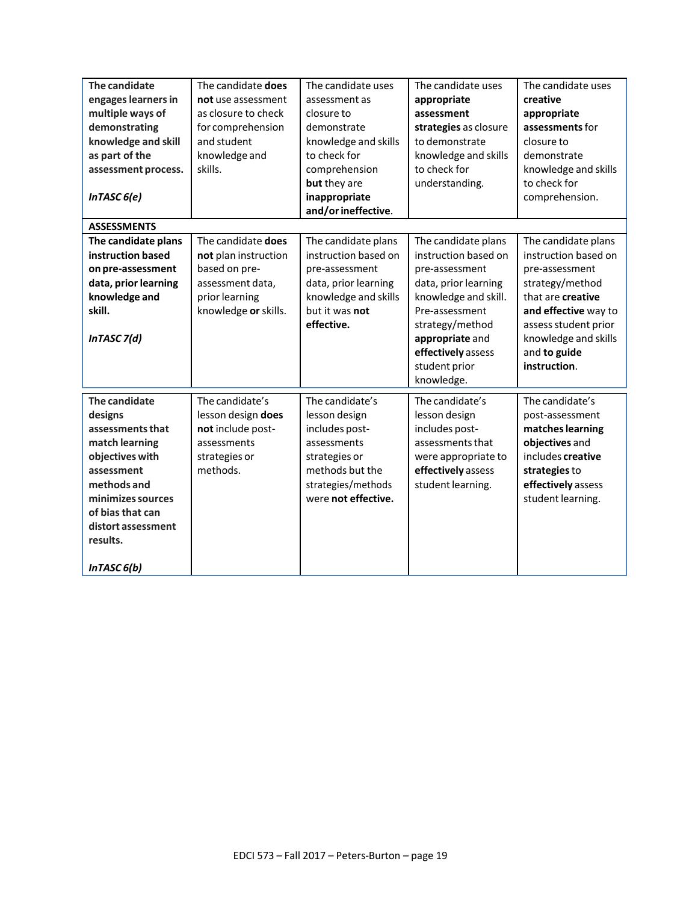| | | | | |
|---|---|---|---|---|
| **The candidate engages learners in multiple ways of demonstrating knowledge and skill as part of the assessment process.**<br><br>***InTASC 6(e)*** | The candidate **does not** use assessment as closure to check for comprehension and student knowledge and skills. | The candidate uses assessment as closure to demonstrate knowledge and skills to check for comprehension **but** they are **inappropriate and/or ineffective**. | The candidate uses **appropriate assessment strategies** as closure to demonstrate knowledge and skills to check for understanding. | The candidate uses **creative appropriate assessments** for closure to demonstrate knowledge and skills to check for comprehension. |
| **ASSESSMENTS** | | | | |
| **The candidate plans instruction based on pre-assessment data, prior learning knowledge and skill.**<br><br>***InTASC 7(d)*** | The candidate **does not** plan instruction based on pre-assessment data, prior learning knowledge **or** skills. | The candidate plans instruction based on pre-assessment data, prior learning knowledge and skills but it was **not effective.** | The candidate plans instruction based on pre-assessment data, prior learning knowledge and skill. Pre-assessment strategy/method **appropriate** and **effectively** assess student prior knowledge. | The candidate plans instruction based on pre-assessment strategy/method that are **creative and effective** way to assess student prior knowledge and skills and **to guide instruction**. |
| **The candidate designs assessments that match learning objectives with assessment methods and minimizes sources of bias that can distort assessment results.**<br><br>***InTASC 6(b)*** | The candidate's lesson design **does not** include post-assessments strategies or methods. | The candidate's lesson design includes post-assessments strategies or methods but the strategies/methods were **not effective.** | The candidate's lesson design includes post-assessments that were appropriate to **effectively** assess student learning. | The candidate's post-assessment **matches learning objectives** and includes **creative strategies** to **effectively** assess student learning. |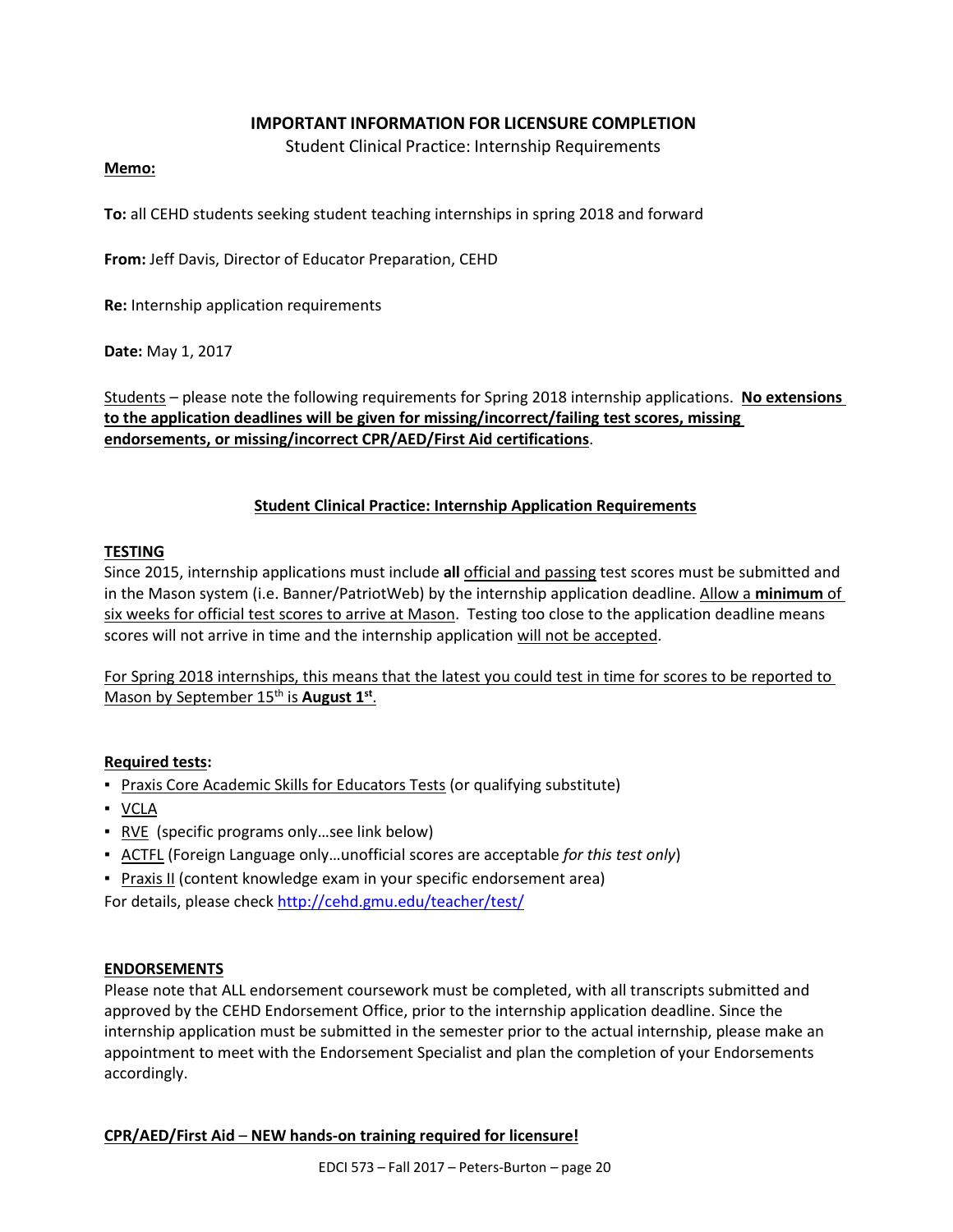**IMPORTANT INFORMATION FOR LICENSURE COMPLETION**

Student Clinical Practice: Internship Requirements

**Memo:**

**To:** all CEHD students seeking student teaching internships in spring 2018 and forward

**From:** Jeff Davis, Director of Educator Preparation, CEHD

**Re:** Internship application requirements

**Date:** May 1, 2017

Students – please note the following requirements for Spring 2018 internship applications. **No extensions to the application deadlines will be given for missing/incorrect/failing test scores, missing endorsements, or missing/incorrect CPR/AED/First Aid certifications**.

**Student Clinical Practice: Internship Application Requirements**

**TESTING**

Since 2015, internship applications must include **all** official and passing test scores must be submitted and in the Mason system (i.e. Banner/PatriotWeb) by the internship application deadline. Allow a **minimum** of six weeks for official test scores to arrive at Mason. Testing too close to the application deadline means scores will not arrive in time and the internship application will not be accepted.

For Spring 2018 internships, this means that the latest you could test in time for scores to be reported to Mason by September 15th is **August 1st**.

**Required tests:**

- Praxis Core Academic Skills for Educators Tests (or qualifying substitute)
- VCLA
- RVE (specific programs only…see link below)
- ACTFL (Foreign Language only…unofficial scores are acceptable *for this test only*)
- Praxis II (content knowledge exam in your specific endorsement area)

For details, please check http://cehd.gmu.edu/teacher/test/

**ENDORSEMENTS**

Please note that ALL endorsement coursework must be completed, with all transcripts submitted and approved by the CEHD Endorsement Office, prior to the internship application deadline. Since the internship application must be submitted in the semester prior to the actual internship, please make an appointment to meet with the Endorsement Specialist and plan the completion of your Endorsements accordingly.

**CPR/AED/First Aid – NEW hands-on training required for licensure!**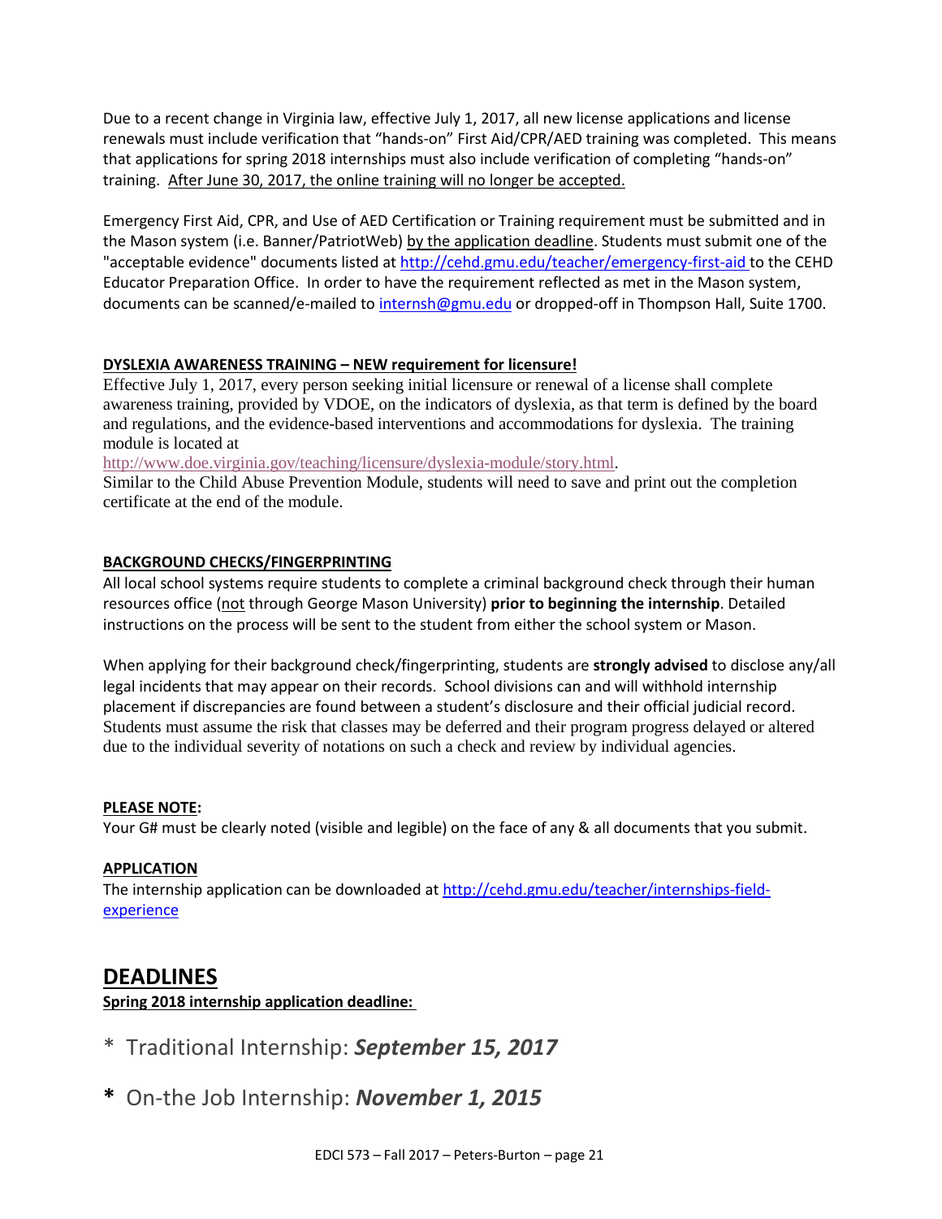Due to a recent change in Virginia law, effective July 1, 2017, all new license applications and license renewals must include verification that "hands-on" First Aid/CPR/AED training was completed. This means that applications for spring 2018 internships must also include verification of completing "hands-on" training. After June 30, 2017, the online training will no longer be accepted.

Emergency First Aid, CPR, and Use of AED Certification or Training requirement must be submitted and in the Mason system (i.e. Banner/PatriotWeb) by the application deadline. Students must submit one of the "acceptable evidence" documents listed at http://cehd.gmu.edu/teacher/emergency-first-aid to the CEHD Educator Preparation Office. In order to have the requirement reflected as met in the Mason system, documents can be scanned/e-mailed to internsh@gmu.edu or dropped-off in Thompson Hall, Suite 1700.

**DYSLEXIA AWARENESS TRAINING – NEW requirement for licensure!**

Effective July 1, 2017, every person seeking initial licensure or renewal of a license shall complete awareness training, provided by VDOE, on the indicators of dyslexia, as that term is defined by the board and regulations, and the evidence-based interventions and accommodations for dyslexia. The training module is located at http://www.doe.virginia.gov/teaching/licensure/dyslexia-module/story.html.

Similar to the Child Abuse Prevention Module, students will need to save and print out the completion certificate at the end of the module.

**BACKGROUND CHECKS/FINGERPRINTING**

All local school systems require students to complete a criminal background check through their human resources office (not through George Mason University) **prior to beginning the internship**. Detailed instructions on the process will be sent to the student from either the school system or Mason.

When applying for their background check/fingerprinting, students are **strongly advised** to disclose any/all legal incidents that may appear on their records. School divisions can and will withhold internship placement if discrepancies are found between a student's disclosure and their official judicial record. Students must assume the risk that classes may be deferred and their program progress delayed or altered due to the individual severity of notations on such a check and review by individual agencies.

**PLEASE NOTE:**

Your G# must be clearly noted (visible and legible) on the face of any & all documents that you submit.

**APPLICATION**

The internship application can be downloaded at http://cehd.gmu.edu/teacher/internships-field-experience

## DEADLINES

**Spring 2018 internship application deadline:**

- Traditional Internship: ***September 15, 2017***
- On-the Job Internship: ***November 1, 2015***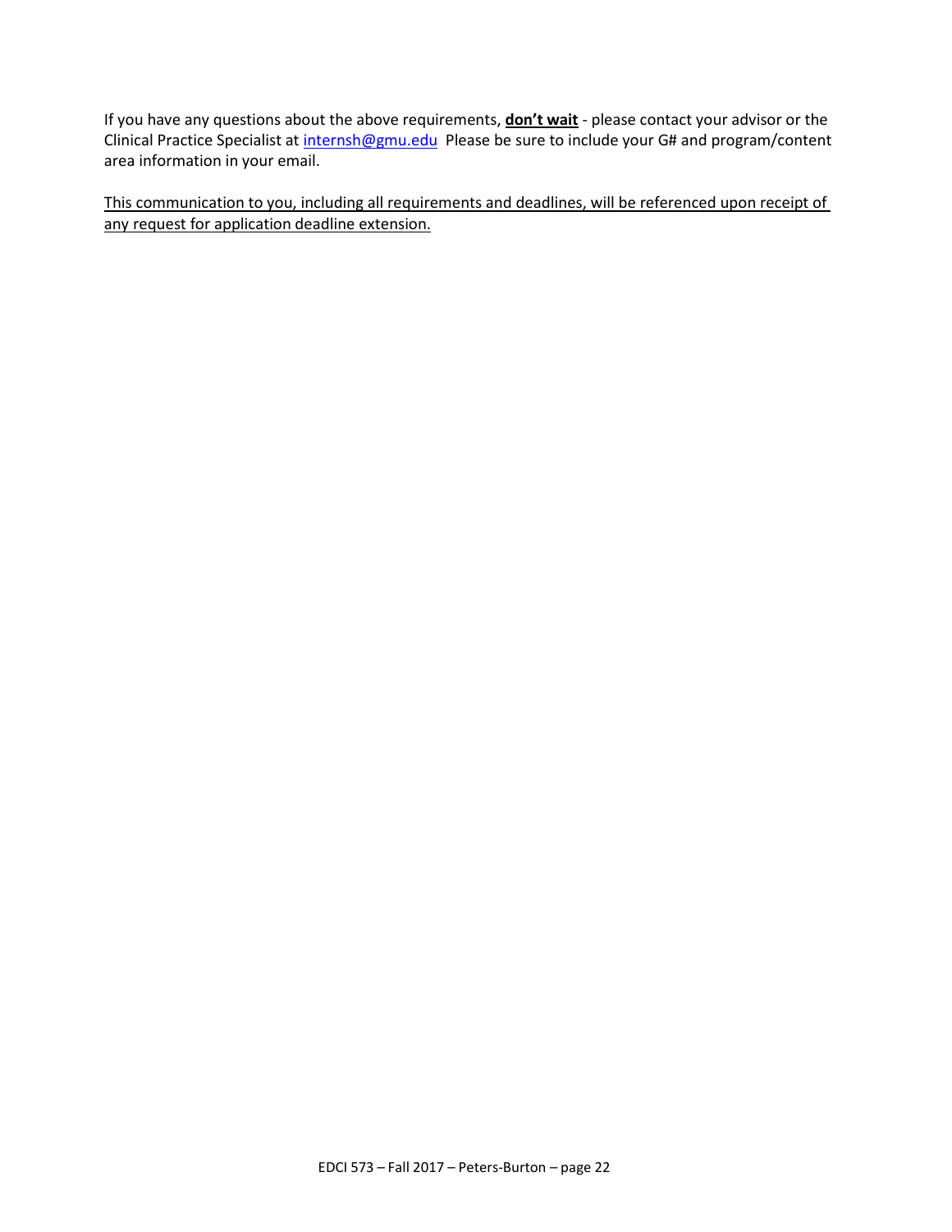If you have any questions about the above requirements, **don't wait** - please contact your advisor or the Clinical Practice Specialist at internsh@gmu.edu Please be sure to include your G# and program/content area information in your email.

This communication to you, including all requirements and deadlines, will be referenced upon receipt of any request for application deadline extension.